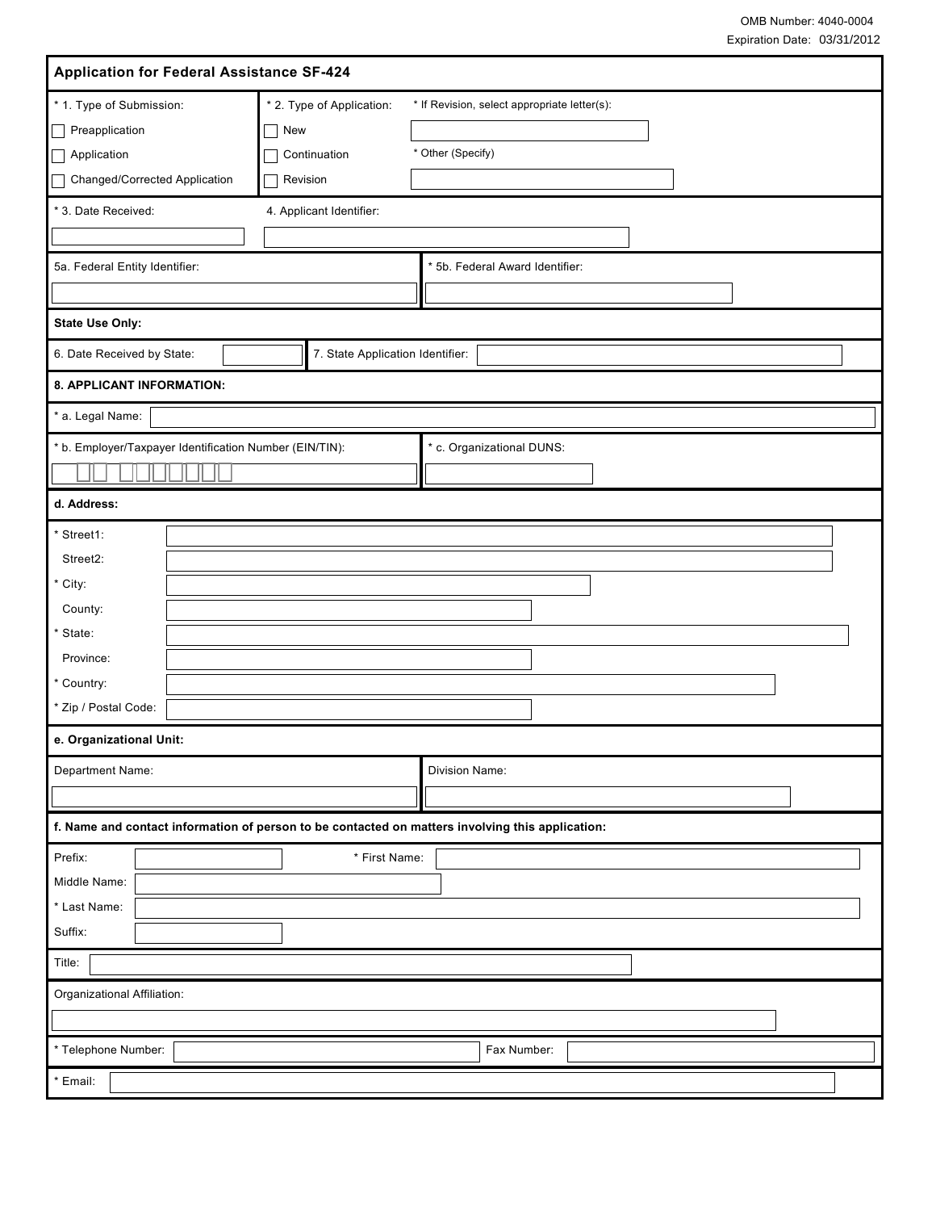OMB Number: 4040-0004

Expiration Date: 03/31/2012

# Application for Federal Assistance SF-424

| * 1. Type of Submission: | * 2. Type of Application: | * If Revision, select appropriate letter(s): |
|---|---|---|
| ☐ Preapplication | ☐ New | |
| ☐ Application | ☐ Continuation | * Other (Specify) |
| ☐ Changed/Corrected Application | ☐ Revision | |

* 3. Date Received:

4. Applicant Identifier:

5a. Federal Entity Identifier:

* 5b. Federal Award Identifier:

**State Use Only:**

6. Date Received by State:

7. State Application Identifier:

## 8. APPLICANT INFORMATION:

* a. Legal Name:

* b. Employer/Taxpayer Identification Number (EIN/TIN):

* c. Organizational DUNS:

**d. Address:**

* Street1:

Street2:

* City:

County:

* State:

Province:

* Country:

* Zip / Postal Code:

**e. Organizational Unit:**

Department Name:

Division Name:

**f. Name and contact information of person to be contacted on matters involving this application:**

Prefix:

* First Name:

Middle Name:

* Last Name:

Suffix:

Title:

Organizational Affiliation:

* Telephone Number:

Fax Number:

* Email: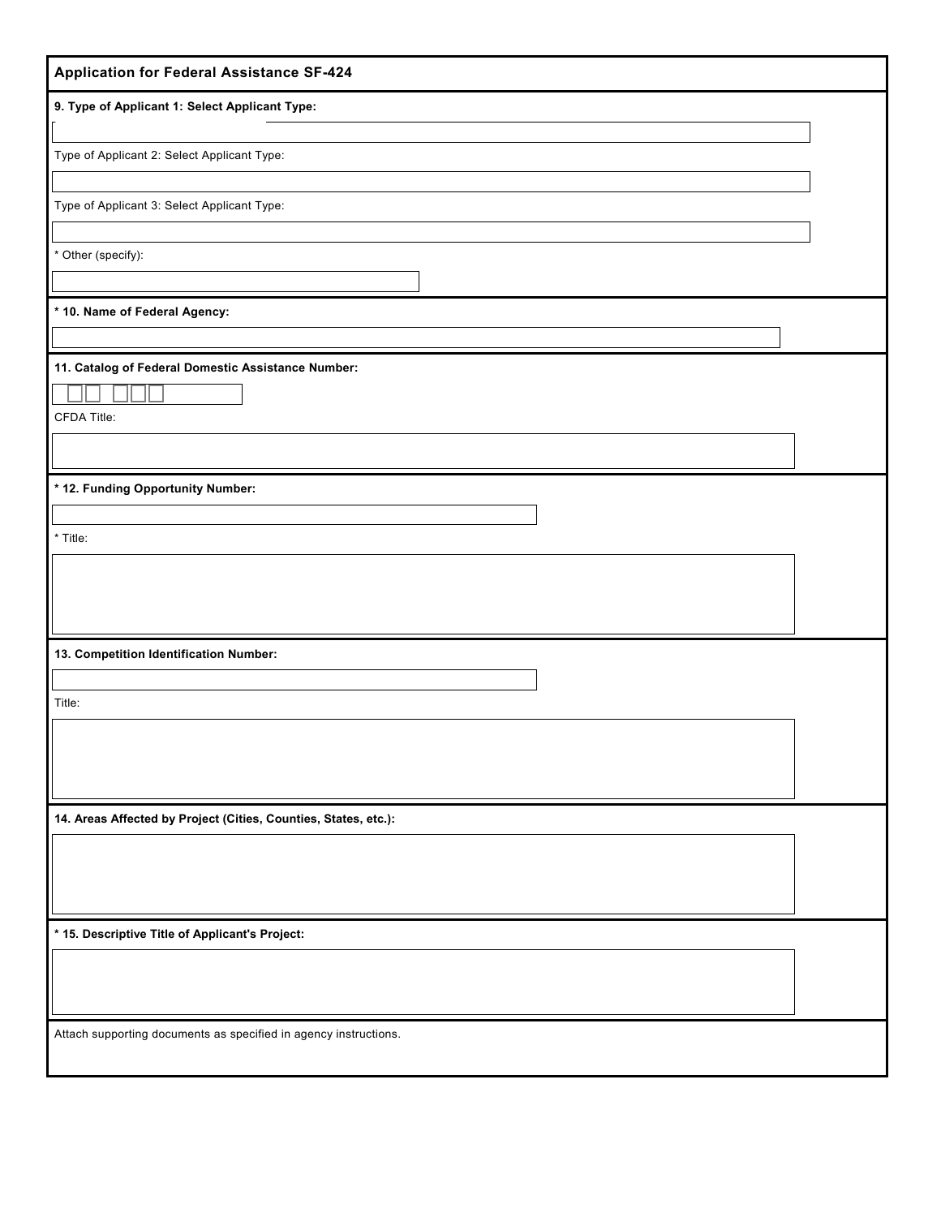# Application for Federal Assistance SF-424

**9. Type of Applicant 1: Select Applicant Type:**

Type of Applicant 2: Select Applicant Type:

Type of Applicant 3: Select Applicant Type:

* Other (specify):

**\* 10. Name of Federal Agency:**

**11. Catalog of Federal Domestic Assistance Number:**

CFDA Title:

**\* 12. Funding Opportunity Number:**

* Title:

**13. Competition Identification Number:**

Title:

**14. Areas Affected by Project (Cities, Counties, States, etc.):**

**\* 15. Descriptive Title of Applicant's Project:**

Attach supporting documents as specified in agency instructions.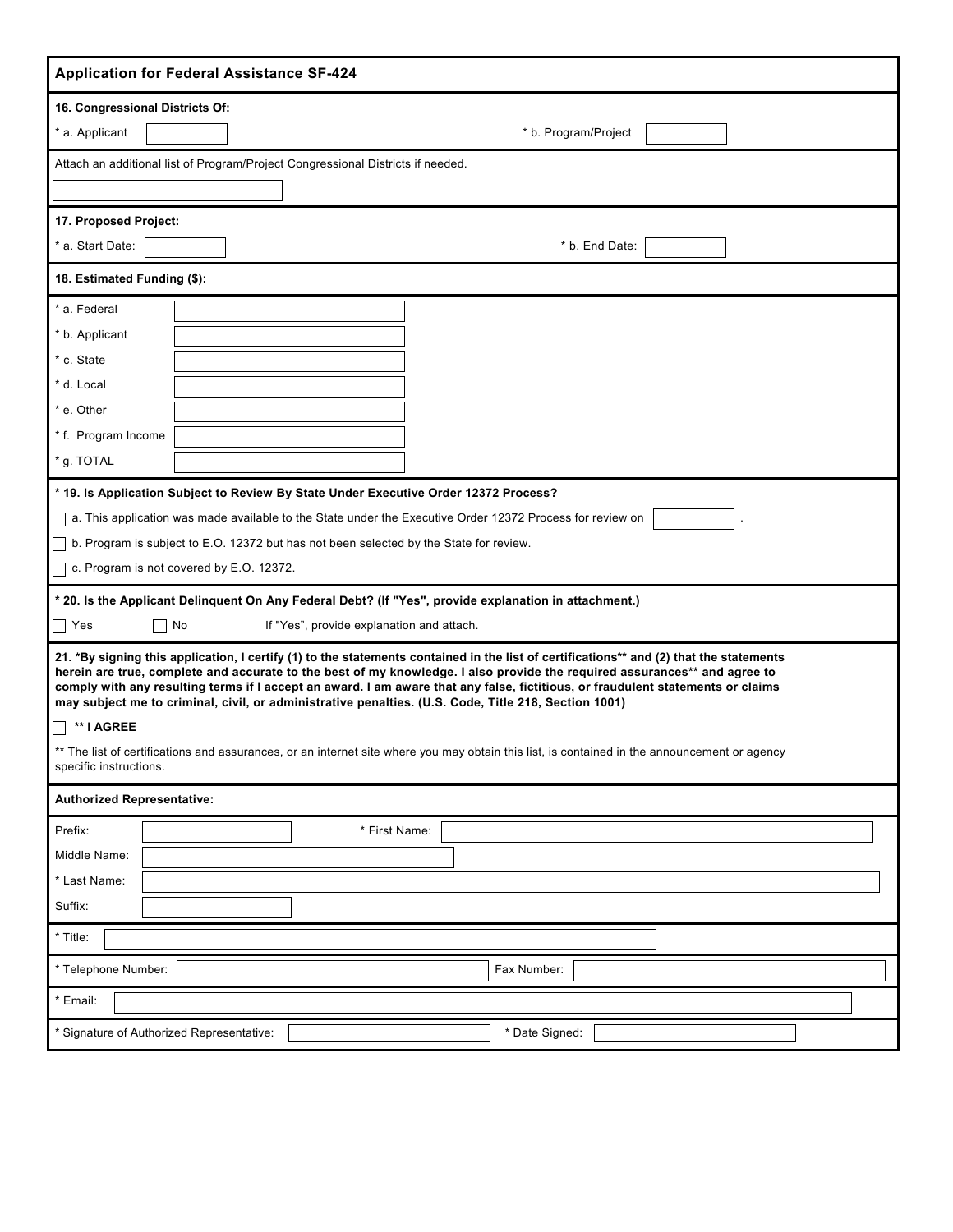## Application for Federal Assistance SF-424

**16. Congressional Districts Of:**

* a. Applicant [ ] * b. Program/Project [ ]

Attach an additional list of Program/Project Congressional Districts if needed.

[ ]

**17. Proposed Project:**

* a. Start Date: [ ] * b. End Date: [ ]

**18. Estimated Funding ($):**

| | |
|---|---|
| * a. Federal | |
| * b. Applicant | |
| * c. State | |
| * d. Local | |
| * e. Other | |
| * f. Program Income | |
| * g. TOTAL | |

*** 19. Is Application Subject to Review By State Under Executive Order 12372 Process?**

- [ ] a. This application was made available to the State under the Executive Order 12372 Process for review on [ ] .
- [ ] b. Program is subject to E.O. 12372 but has not been selected by the State for review.
- [ ] c. Program is not covered by E.O. 12372.

*** 20. Is the Applicant Delinquent On Any Federal Debt? (If "Yes", provide explanation in attachment.)**

- [ ] Yes
- [ ] No

If "Yes", provide explanation and attach.

**21. *By signing this application, I certify (1) to the statements contained in the list of certifications** and (2) that the statements herein are true, complete and accurate to the best of my knowledge. I also provide the required assurances** and agree to comply with any resulting terms if I accept an award. I am aware that any false, fictitious, or fraudulent statements or claims may subject me to criminal, civil, or administrative penalties. (U.S. Code, Title 218, Section 1001)**

- [ ] **** I AGREE**

** The list of certifications and assurances, or an internet site where you may obtain this list, is contained in the announcement or agency specific instructions.

**Authorized Representative:**

Prefix: [ ] * First Name: [ ]

Middle Name: [ ]

* Last Name: [ ]

Suffix: [ ]

* Title: [ ]

* Telephone Number: [ ] Fax Number: [ ]

* Email: [ ]

* Signature of Authorized Representative: [ ] * Date Signed: [ ]